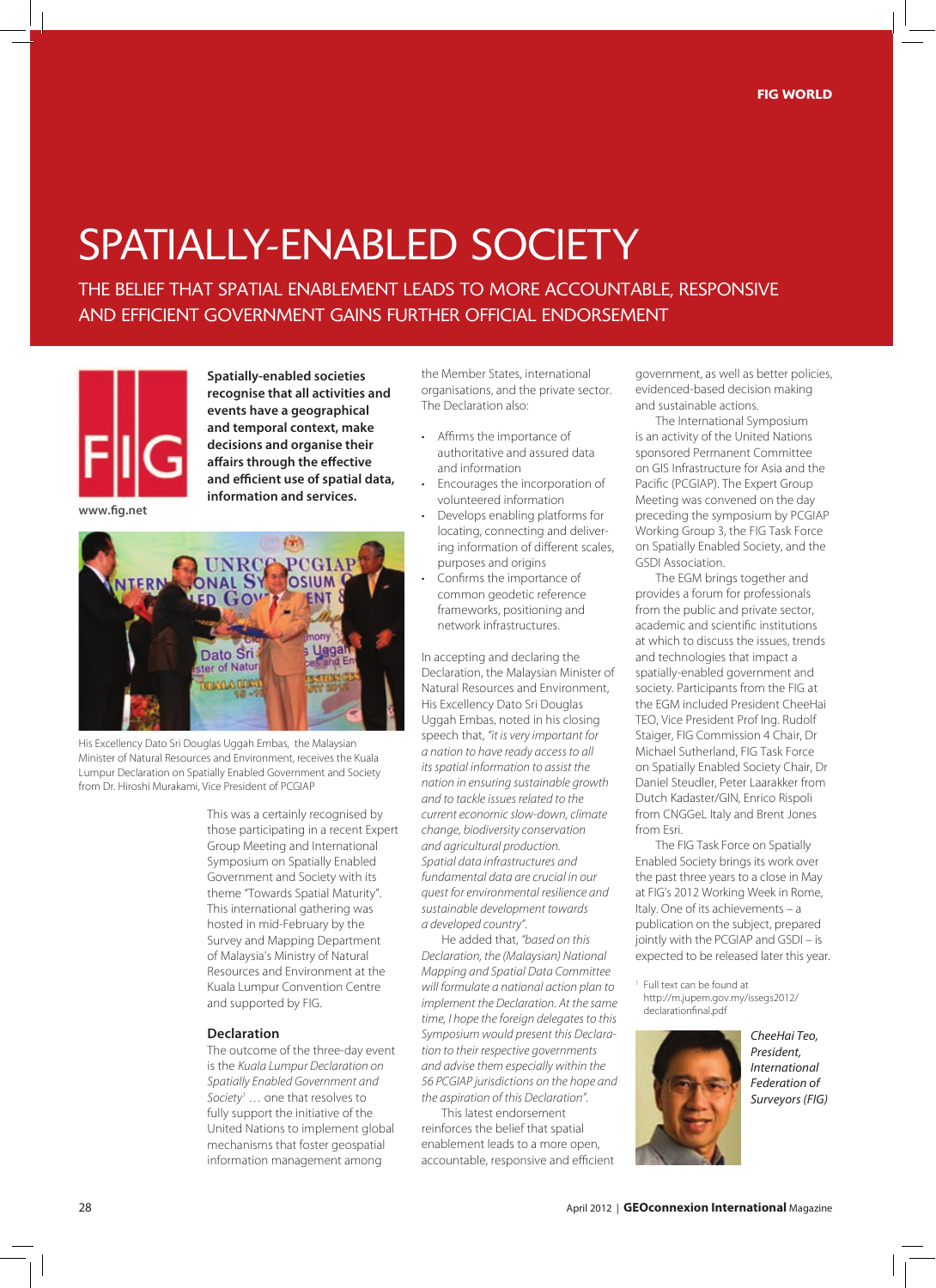# SPATIALLY-ENABLED SOCIETY

THE BELIEF THAT SPATIAL ENABLEMENT LEADS TO MORE ACCOUNTABLE, RESPONSIVE AND EFFICIENT GOVERNMENT GAINS FURTHER OFFICIAL ENDORSEMENT

www.fig.net

**Spatially-enabled societies recognise that all activities and events have a geographical and temporal context, make decisions and organise their affairs through the effective and efficient use of spatial data, information and services.**

His Excellency Dato Sri Douglas Uggah Embas, the Malaysian Minister of Natural Resources and Environment, receives the Kuala Lumpur Declaration on Spatially Enabled Government and Society from Dr. Hiroshi Murakami, Vice President of PCGIAP

This was a certainly recognised by those participating in a recent Expert Group Meeting and International Symposium on Spatially Enabled Government and Society with its theme "Towards Spatial Maturity". This international gathering was hosted in mid-February by the Survey and Mapping Department of Malaysia's Ministry of Natural Resources and Environment at the Kuala Lumpur Convention Centre and supported by FIG.

## Declaration

The outcome of the three-day event is the *Kuala Lumpur Declaration on Spatially Enabled Government and Society*[1] … one that resolves to fully support the initiative of the United Nations to implement global mechanisms that foster geospatial information management among the Member States, international organisations, and the private sector. The Declaration also:

- Affirms the importance of authoritative and assured data and information
- Encourages the incorporation of volunteered information
- Develops enabling platforms for locating, connecting and delivering information of different scales, purposes and origins
- Confirms the importance of common geodetic reference frameworks, positioning and network infrastructures.

In accepting and declaring the Declaration, the Malaysian Minister of Natural Resources and Environment, His Excellency Dato Sri Douglas Uggah Embas, noted in his closing speech that, *"it is very important for a nation to have ready access to all its spatial information to assist the nation in ensuring sustainable growth and to tackle issues related to the current economic slow-down, climate change, biodiversity conservation and agricultural production. Spatial data infrastructures and fundamental data are crucial in our quest for environmental resilience and sustainable development towards a developed country".*

He added that, *"based on this Declaration, the (Malaysian) National Mapping and Spatial Data Committee will formulate a national action plan to implement the Declaration. At the same time, I hope the foreign delegates to this Symposium would present this Declaration to their respective governments and advise them especially within the 56 PCGIAP jurisdictions on the hope and the aspiration of this Declaration".*

This latest endorsement reinforces the belief that spatial enablement leads to a more open, accountable, responsive and efficient government, as well as better policies, evidenced-based decision making and sustainable actions.

The International Symposium is an activity of the United Nations sponsored Permanent Committee on GIS Infrastructure for Asia and the Pacific (PCGIAP). The Expert Group Meeting was convened on the day preceding the symposium by PCGIAP Working Group 3, the FIG Task Force on Spatially Enabled Society, and the GSDI Association.

The EGM brings together and provides a forum for professionals from the public and private sector, academic and scientific institutions at which to discuss the issues, trends and technologies that impact a spatially-enabled government and society. Participants from the FIG at the EGM included President CheeHai TEO, Vice President Prof Ing. Rudolf Staiger, FIG Commission 4 Chair, Dr Michael Sutherland, FIG Task Force on Spatially Enabled Society Chair, Dr Daniel Steudler, Peter Laarakker from Dutch Kadaster/GIN, Enrico Rispoli from CNGGeL Italy and Brent Jones from Esri.

The FIG Task Force on Spatially Enabled Society brings its work over the past three years to a close in May at FIG's 2012 Working Week in Rome, Italy. One of its achievements – a publication on the subject, prepared jointly with the PCGIAP and GSDI – is expected to be released later this year.

[1] Full text can be found at http://m.jupem.gov.my/issegs2012/declarationfinal.pdf

*CheeHai Teo, President, International Federation of Surveyors (FIG)*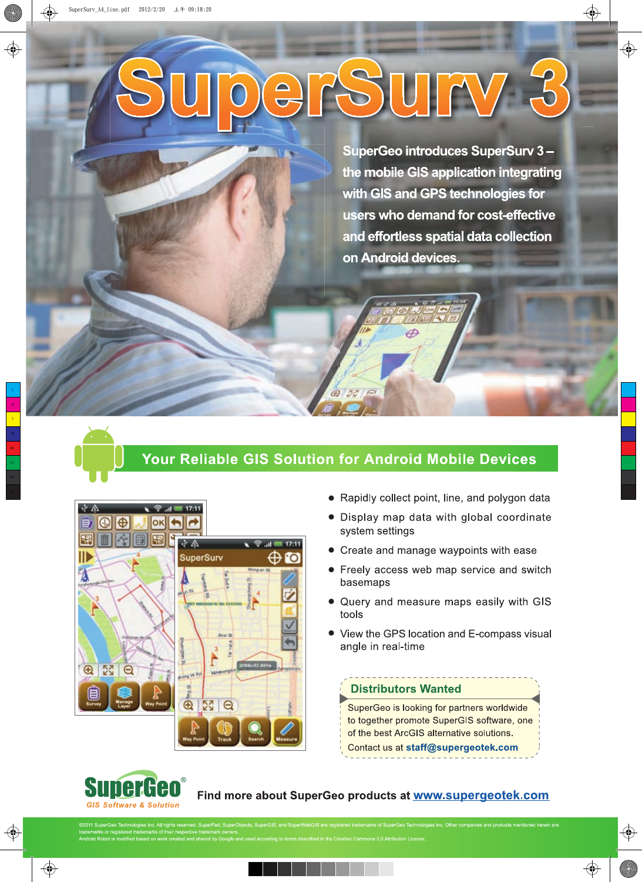# SuperSurv 3

SuperGeo introduces SuperSurv 3 – the mobile GIS application integrating with GIS and GPS technologies for users who demand for cost-effective and effortless spatial data collection on Android devices.

## Your Reliable GIS Solution for Android Mobile Devices

- Rapidly collect point, line, and polygon data
- Display map data with global coordinate system settings
- Create and manage waypoints with ease
- Freely access web map service and switch basemaps
- Query and measure maps easily with GIS tools
- View the GPS location and E-compass visual angle in real-time

### Distributors Wanted

SuperGeo is looking for partners worldwide to together promote SuperGIS software, one of the best ArcGIS alternative solutions.

Contact us at **staff@supergeotek.com**

SuperGeo®
*GIS Software & Solution*

**Find more about SuperGeo products at www.supergeotek.com**

©2011 SuperGeo Technologies Inc. All rights reserved. SuperPad, SuperObjects, SuperGIS, and SuperWebGIS are registered trademarks of SuperGeo Technologies Inc. Other companies and products mentioned herein are trademarks or registered trademarks of their respective trademark owners.
Android Robot is modified based on work created and shared by Google and used according to terms described in the Creative Commons 3.0 Attribution License.